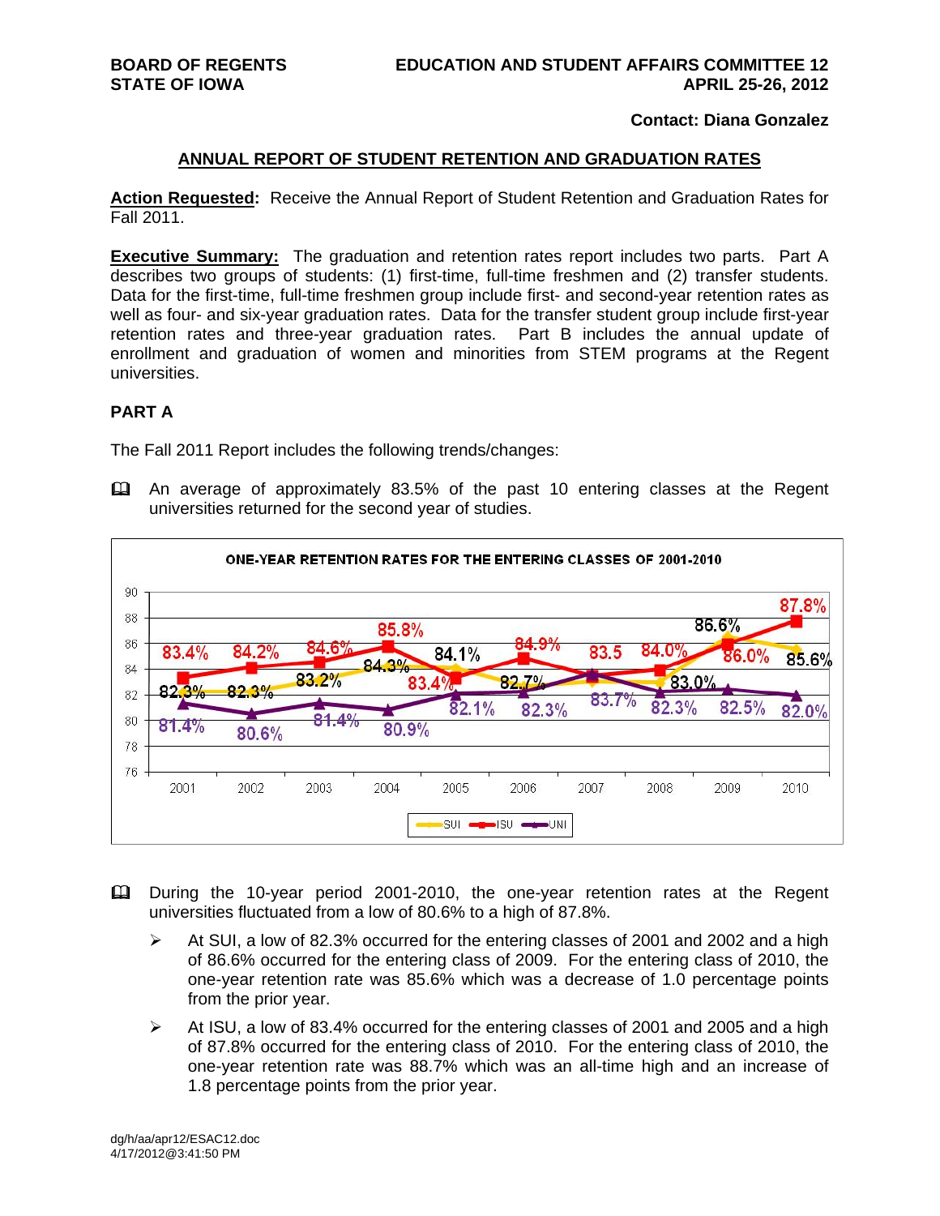**BOARD OF REGENTS**
**STATE OF IOWA**

**EDUCATION AND STUDENT AFFAIRS COMMITTEE 12**
**APRIL 25-26, 2012**

**Contact: Diana Gonzalez**

## ANNUAL REPORT OF STUDENT RETENTION AND GRADUATION RATES

**Action Requested:** Receive the Annual Report of Student Retention and Graduation Rates for Fall 2011.

**Executive Summary:** The graduation and retention rates report includes two parts. Part A describes two groups of students: (1) first-time, full-time freshmen and (2) transfer students. Data for the first-time, full-time freshmen group include first- and second-year retention rates as well as four- and six-year graduation rates. Data for the transfer student group include first-year retention rates and three-year graduation rates. Part B includes the annual update of enrollment and graduation of women and minorities from STEM programs at the Regent universities.

### PART A

The Fall 2011 Report includes the following trends/changes:

- An average of approximately 83.5% of the past 10 entering classes at the Regent universities returned for the second year of studies.

**ONE-YEAR RETENTION RATES FOR THE ENTERING CLASSES OF 2001-2010**

- During the 10-year period 2001-2010, the one-year retention rates at the Regent universities fluctuated from a low of 80.6% to a high of 87.8%.
  - At SUI, a low of 82.3% occurred for the entering classes of 2001 and 2002 and a high of 86.6% occurred for the entering class of 2009. For the entering class of 2010, the one-year retention rate was 85.6% which was a decrease of 1.0 percentage points from the prior year.
  - At ISU, a low of 83.4% occurred for the entering classes of 2001 and 2005 and a high of 87.8% occurred for the entering class of 2010. For the entering class of 2010, the one-year retention rate was 88.7% which was an all-time high and an increase of 1.8 percentage points from the prior year.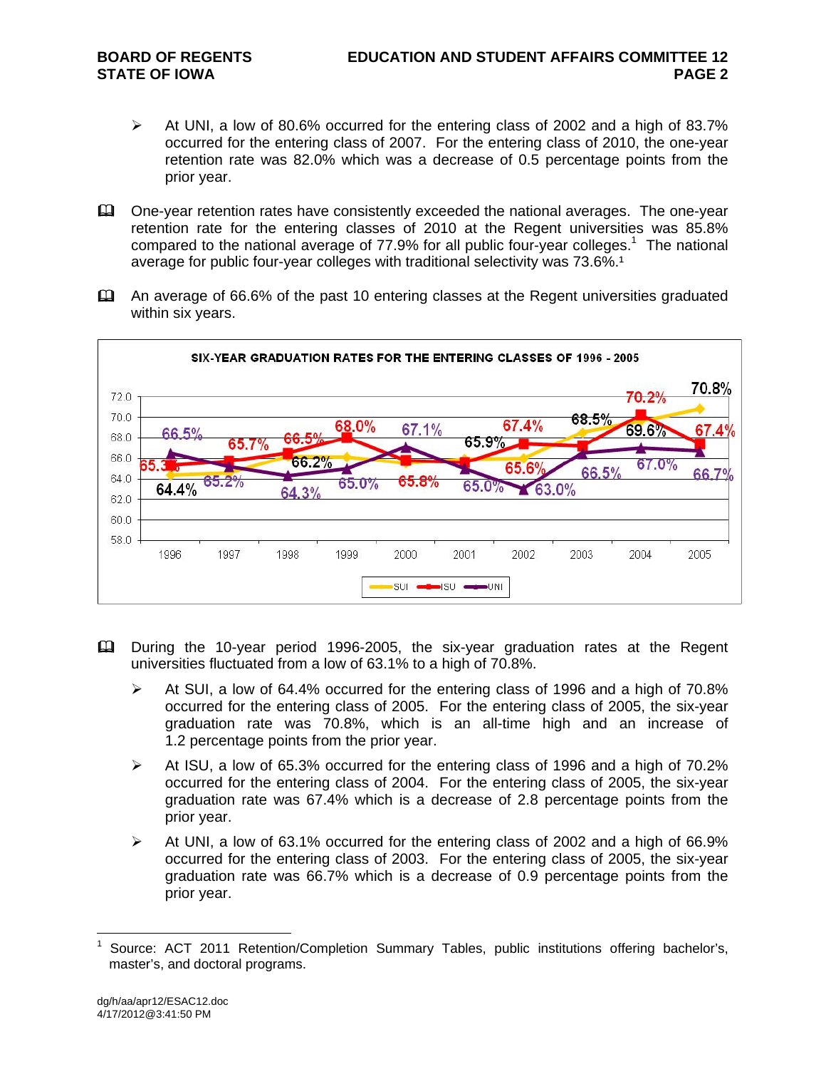- At UNI, a low of 80.6% occurred for the entering class of 2002 and a high of 83.7% occurred for the entering class of 2007. For the entering class of 2010, the one-year retention rate was 82.0% which was a decrease of 0.5 percentage points from the prior year.

- One-year retention rates have consistently exceeded the national averages. The one-year retention rate for the entering classes of 2010 at the Regent universities was 85.8% compared to the national average of 77.9% for all public four-year colleges.[1] The national average for public four-year colleges with traditional selectivity was 73.6%.[1]

- An average of 66.6% of the past 10 entering classes at the Regent universities graduated within six years.

**SIX-YEAR GRADUATION RATES FOR THE ENTERING CLASSES OF 1996 - 2005**

- During the 10-year period 1996-2005, the six-year graduation rates at the Regent universities fluctuated from a low of 63.1% to a high of 70.8%.
  - At SUI, a low of 64.4% occurred for the entering class of 1996 and a high of 70.8% occurred for the entering class of 2005. For the entering class of 2005, the six-year graduation rate was 70.8%, which is an all-time high and an increase of 1.2 percentage points from the prior year.
  - At ISU, a low of 65.3% occurred for the entering class of 1996 and a high of 70.2% occurred for the entering class of 2004. For the entering class of 2005, the six-year graduation rate was 67.4% which is a decrease of 2.8 percentage points from the prior year.
  - At UNI, a low of 63.1% occurred for the entering class of 2002 and a high of 66.9% occurred for the entering class of 2003. For the entering class of 2005, the six-year graduation rate was 66.7% which is a decrease of 0.9 percentage points from the prior year.

---

[1] Source: ACT 2011 Retention/Completion Summary Tables, public institutions offering bachelor's, master's, and doctoral programs.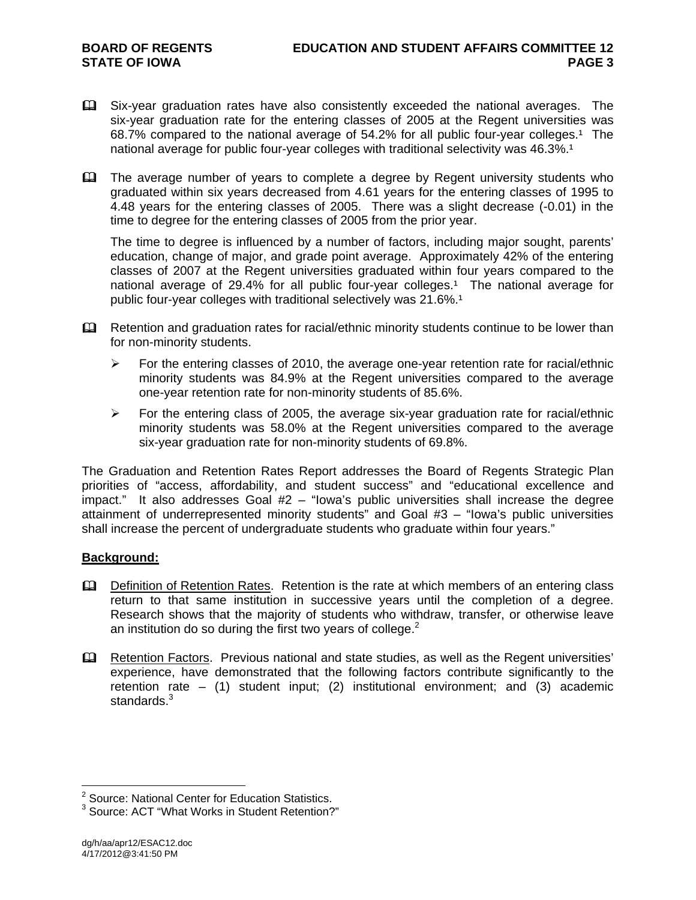- Six-year graduation rates have also consistently exceeded the national averages. The six-year graduation rate for the entering classes of 2005 at the Regent universities was 68.7% compared to the national average of 54.2% for all public four-year colleges.[1] The national average for public four-year colleges with traditional selectivity was 46.3%.[1]

- The average number of years to complete a degree by Regent university students who graduated within six years decreased from 4.61 years for the entering classes of 1995 to 4.48 years for the entering classes of 2005. There was a slight decrease (-0.01) in the time to degree for the entering classes of 2005 from the prior year.

  The time to degree is influenced by a number of factors, including major sought, parents' education, change of major, and grade point average. Approximately 42% of the entering classes of 2007 at the Regent universities graduated within four years compared to the national average of 29.4% for all public four-year colleges.[1] The national average for public four-year colleges with traditional selectively was 21.6%.[1]

- Retention and graduation rates for racial/ethnic minority students continue to be lower than for non-minority students.

  - For the entering classes of 2010, the average one-year retention rate for racial/ethnic minority students was 84.9% at the Regent universities compared to the average one-year retention rate for non-minority students of 85.6%.

  - For the entering class of 2005, the average six-year graduation rate for racial/ethnic minority students was 58.0% at the Regent universities compared to the average six-year graduation rate for non-minority students of 69.8%.

The Graduation and Retention Rates Report addresses the Board of Regents Strategic Plan priorities of "access, affordability, and student success" and "educational excellence and impact." It also addresses Goal #2 – "Iowa's public universities shall increase the degree attainment of underrepresented minority students" and Goal #3 – "Iowa's public universities shall increase the percent of undergraduate students who graduate within four years."

**Background:**

- Definition of Retention Rates. Retention is the rate at which members of an entering class return to that same institution in successive years until the completion of a degree. Research shows that the majority of students who withdraw, transfer, or otherwise leave an institution do so during the first two years of college.[2]

- Retention Factors. Previous national and state studies, as well as the Regent universities' experience, have demonstrated that the following factors contribute significantly to the retention rate – (1) student input; (2) institutional environment; and (3) academic standards.[3]

---

[2] Source: National Center for Education Statistics.

[3] Source: ACT "What Works in Student Retention?"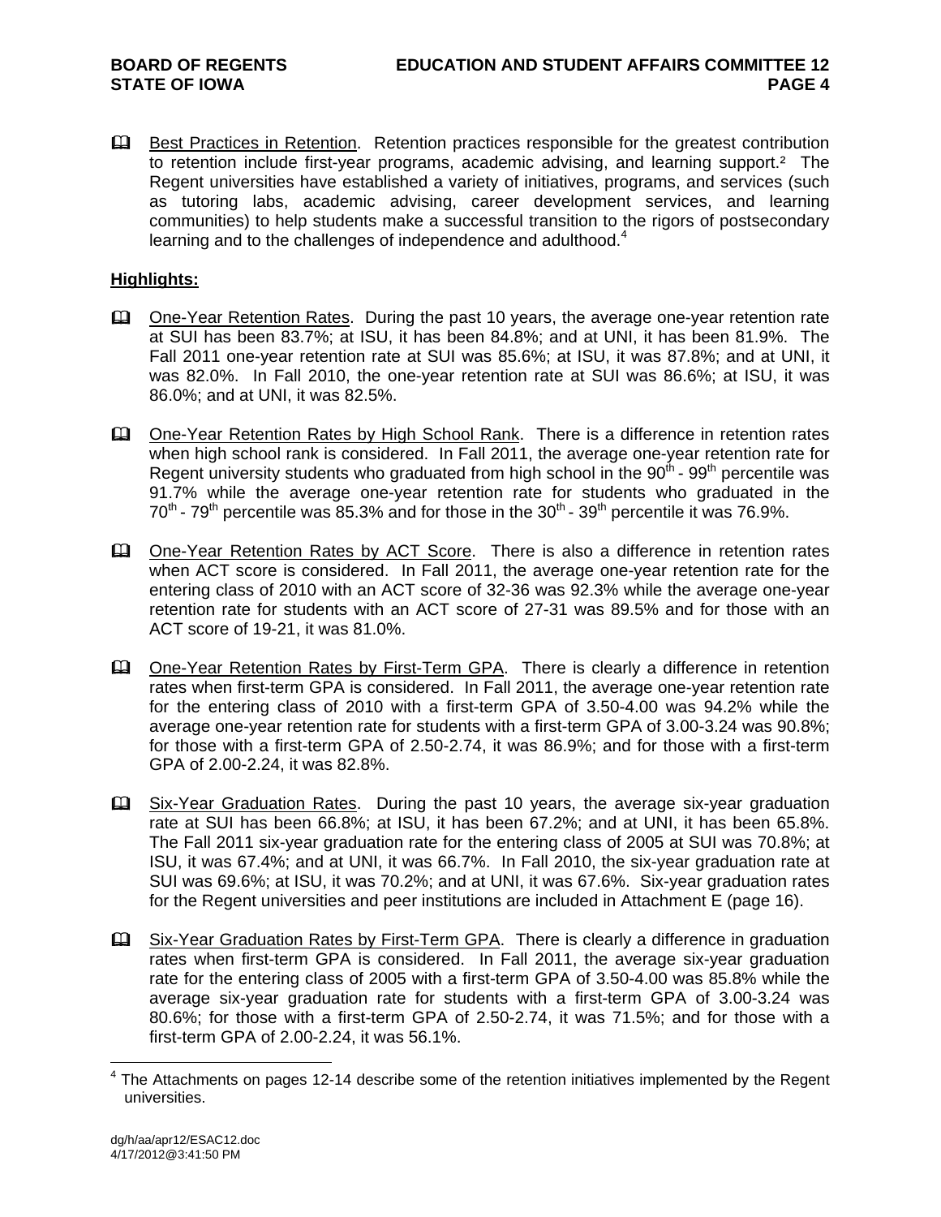- Best Practices in Retention. Retention practices responsible for the greatest contribution to retention include first-year programs, academic advising, and learning support.[2] The Regent universities have established a variety of initiatives, programs, and services (such as tutoring labs, academic advising, career development services, and learning communities) to help students make a successful transition to the rigors of postsecondary learning and to the challenges of independence and adulthood.[4]

**Highlights:**

- One-Year Retention Rates. During the past 10 years, the average one-year retention rate at SUI has been 83.7%; at ISU, it has been 84.8%; and at UNI, it has been 81.9%. The Fall 2011 one-year retention rate at SUI was 85.6%; at ISU, it was 87.8%; and at UNI, it was 82.0%. In Fall 2010, the one-year retention rate at SUI was 86.6%; at ISU, it was 86.0%; and at UNI, it was 82.5%.

- One-Year Retention Rates by High School Rank. There is a difference in retention rates when high school rank is considered. In Fall 2011, the average one-year retention rate for Regent university students who graduated from high school in the 90th - 99th percentile was 91.7% while the average one-year retention rate for students who graduated in the 70th - 79th percentile was 85.3% and for those in the 30th - 39th percentile it was 76.9%.

- One-Year Retention Rates by ACT Score. There is also a difference in retention rates when ACT score is considered. In Fall 2011, the average one-year retention rate for the entering class of 2010 with an ACT score of 32-36 was 92.3% while the average one-year retention rate for students with an ACT score of 27-31 was 89.5% and for those with an ACT score of 19-21, it was 81.0%.

- One-Year Retention Rates by First-Term GPA. There is clearly a difference in retention rates when first-term GPA is considered. In Fall 2011, the average one-year retention rate for the entering class of 2010 with a first-term GPA of 3.50-4.00 was 94.2% while the average one-year retention rate for students with a first-term GPA of 3.00-3.24 was 90.8%; for those with a first-term GPA of 2.50-2.74, it was 86.9%; and for those with a first-term GPA of 2.00-2.24, it was 82.8%.

- Six-Year Graduation Rates. During the past 10 years, the average six-year graduation rate at SUI has been 66.8%; at ISU, it has been 67.2%; and at UNI, it has been 65.8%. The Fall 2011 six-year graduation rate for the entering class of 2005 at SUI was 70.8%; at ISU, it was 67.4%; and at UNI, it was 66.7%. In Fall 2010, the six-year graduation rate at SUI was 69.6%; at ISU, it was 70.2%; and at UNI, it was 67.6%. Six-year graduation rates for the Regent universities and peer institutions are included in Attachment E (page 16).

- Six-Year Graduation Rates by First-Term GPA. There is clearly a difference in graduation rates when first-term GPA is considered. In Fall 2011, the average six-year graduation rate for the entering class of 2005 with a first-term GPA of 3.50-4.00 was 85.8% while the average six-year graduation rate for students with a first-term GPA of 3.00-3.24 was 80.6%; for those with a first-term GPA of 2.50-2.74, it was 71.5%; and for those with a first-term GPA of 2.00-2.24, it was 56.1%.

[4] The Attachments on pages 12-14 describe some of the retention initiatives implemented by the Regent universities.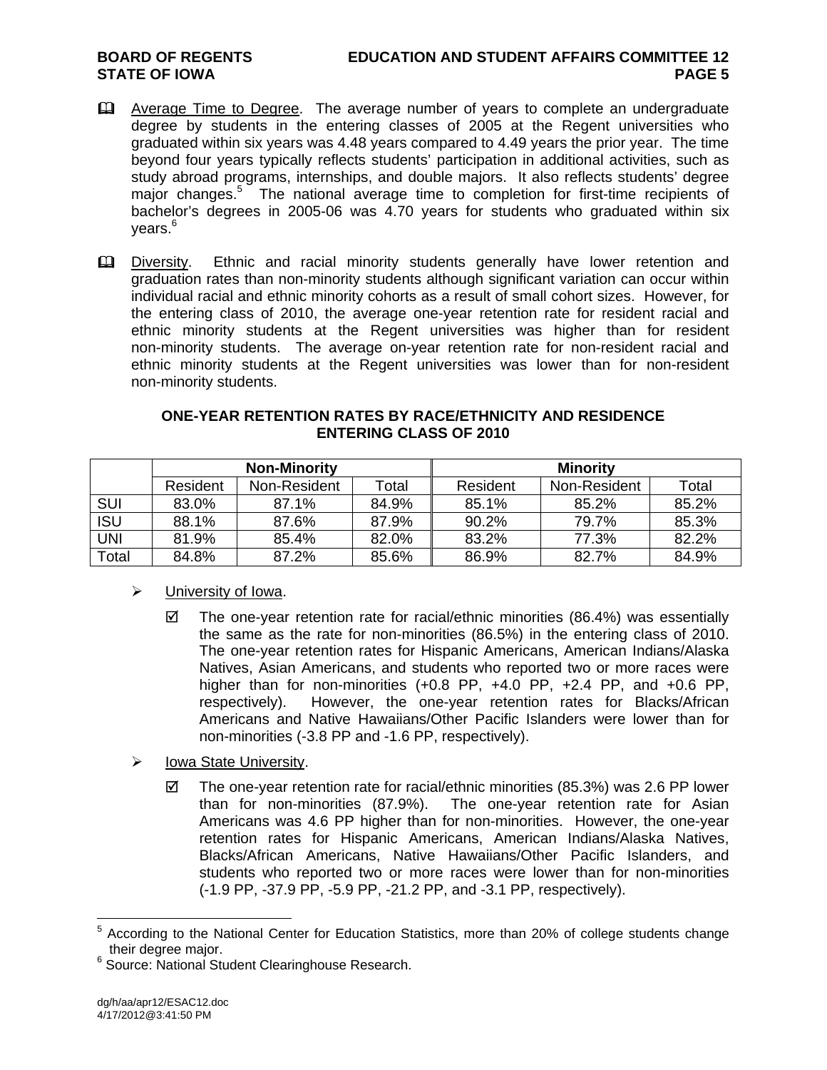- Average Time to Degree. The average number of years to complete an undergraduate degree by students in the entering classes of 2005 at the Regent universities who graduated within six years was 4.48 years compared to 4.49 years the prior year. The time beyond four years typically reflects students' participation in additional activities, such as study abroad programs, internships, and double majors. It also reflects students' degree major changes.[5] The national average time to completion for first-time recipients of bachelor's degrees in 2005-06 was 4.70 years for students who graduated within six years.[6]

- Diversity. Ethnic and racial minority students generally have lower retention and graduation rates than non-minority students although significant variation can occur within individual racial and ethnic minority cohorts as a result of small cohort sizes. However, for the entering class of 2010, the average one-year retention rate for resident racial and ethnic minority students at the Regent universities was higher than for resident non-minority students. The average on-year retention rate for non-resident racial and ethnic minority students at the Regent universities was lower than for non-resident non-minority students.

**ONE-YEAR RETENTION RATES BY RACE/ETHNICITY AND RESIDENCE**
**ENTERING CLASS OF 2010**

| | Non-Minority | | | Minority | | |
|---|---|---|---|---|---|---|
| | Resident | Non-Resident | Total | Resident | Non-Resident | Total |
| SUI | 83.0% | 87.1% | 84.9% | 85.1% | 85.2% | 85.2% |
| ISU | 88.1% | 87.6% | 87.9% | 90.2% | 79.7% | 85.3% |
| UNI | 81.9% | 85.4% | 82.0% | 83.2% | 77.3% | 82.2% |
| Total | 84.8% | 87.2% | 85.6% | 86.9% | 82.7% | 84.9% |

- University of Iowa.
  - ☑ The one-year retention rate for racial/ethnic minorities (86.4%) was essentially the same as the rate for non-minorities (86.5%) in the entering class of 2010. The one-year retention rates for Hispanic Americans, American Indians/Alaska Natives, Asian Americans, and students who reported two or more races were higher than for non-minorities (+0.8 PP, +4.0 PP, +2.4 PP, and +0.6 PP, respectively). However, the one-year retention rates for Blacks/African Americans and Native Hawaiians/Other Pacific Islanders were lower than for non-minorities (-3.8 PP and -1.6 PP, respectively).

- Iowa State University.
  - ☑ The one-year retention rate for racial/ethnic minorities (85.3%) was 2.6 PP lower than for non-minorities (87.9%). The one-year retention rate for Asian Americans was 4.6 PP higher than for non-minorities. However, the one-year retention rates for Hispanic Americans, American Indians/Alaska Natives, Blacks/African Americans, Native Hawaiians/Other Pacific Islanders, and students who reported two or more races were lower than for non-minorities (-1.9 PP, -37.9 PP, -5.9 PP, -21.2 PP, and -3.1 PP, respectively).

---

[5] According to the National Center for Education Statistics, more than 20% of college students change their degree major.

[6] Source: National Student Clearinghouse Research.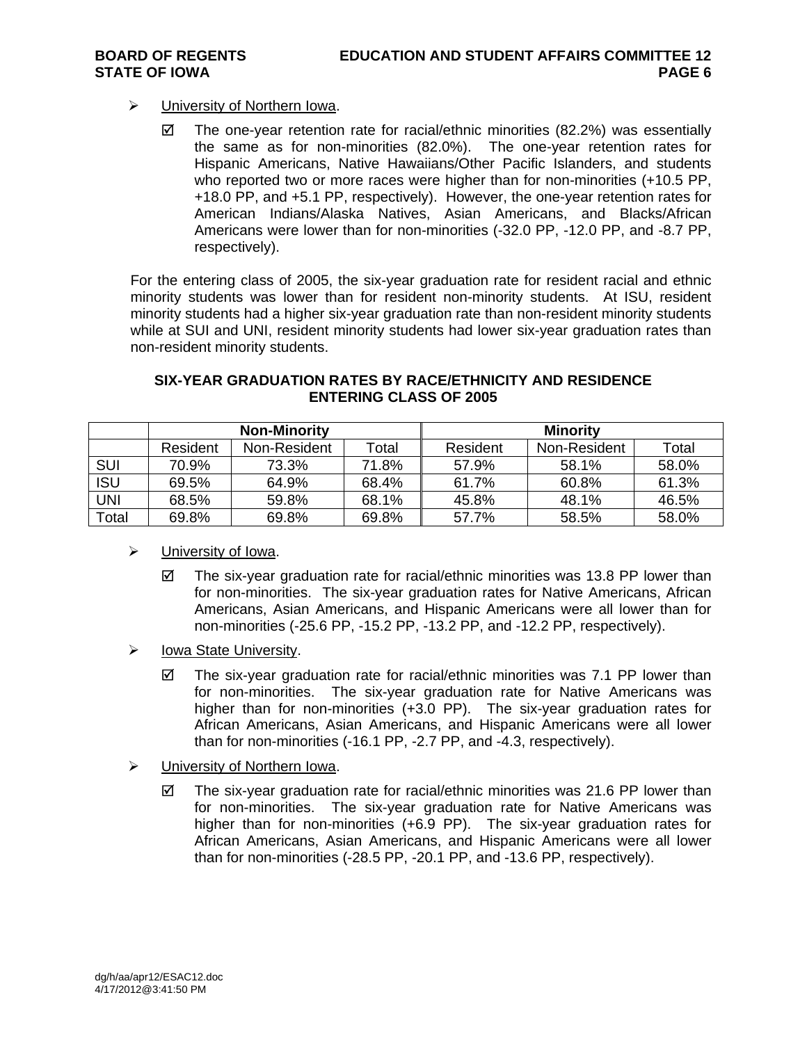- University of Northern Iowa.

  - ☑ The one-year retention rate for racial/ethnic minorities (82.2%) was essentially the same as for non-minorities (82.0%). The one-year retention rates for Hispanic Americans, Native Hawaiians/Other Pacific Islanders, and students who reported two or more races were higher than for non-minorities (+10.5 PP, +18.0 PP, and +5.1 PP, respectively). However, the one-year retention rates for American Indians/Alaska Natives, Asian Americans, and Blacks/African Americans were lower than for non-minorities (-32.0 PP, -12.0 PP, and -8.7 PP, respectively).

For the entering class of 2005, the six-year graduation rate for resident racial and ethnic minority students was lower than for resident non-minority students. At ISU, resident minority students had a higher six-year graduation rate than non-resident minority students while at SUI and UNI, resident minority students had lower six-year graduation rates than non-resident minority students.

**SIX-YEAR GRADUATION RATES BY RACE/ETHNICITY AND RESIDENCE ENTERING CLASS OF 2005**

| | Non-Minority | | | Minority | | |
|---|---|---|---|---|---|---|
| | Resident | Non-Resident | Total | Resident | Non-Resident | Total |
| SUI | 70.9% | 73.3% | 71.8% | 57.9% | 58.1% | 58.0% |
| ISU | 69.5% | 64.9% | 68.4% | 61.7% | 60.8% | 61.3% |
| UNI | 68.5% | 59.8% | 68.1% | 45.8% | 48.1% | 46.5% |
| Total | 69.8% | 69.8% | 69.8% | 57.7% | 58.5% | 58.0% |

- University of Iowa.

  - ☑ The six-year graduation rate for racial/ethnic minorities was 13.8 PP lower than for non-minorities. The six-year graduation rates for Native Americans, African Americans, Asian Americans, and Hispanic Americans were all lower than for non-minorities (-25.6 PP, -15.2 PP, -13.2 PP, and -12.2 PP, respectively).

- Iowa State University.

  - ☑ The six-year graduation rate for racial/ethnic minorities was 7.1 PP lower than for non-minorities. The six-year graduation rate for Native Americans was higher than for non-minorities (+3.0 PP). The six-year graduation rates for African Americans, Asian Americans, and Hispanic Americans were all lower than for non-minorities (-16.1 PP, -2.7 PP, and -4.3, respectively).

- University of Northern Iowa.

  - ☑ The six-year graduation rate for racial/ethnic minorities was 21.6 PP lower than for non-minorities. The six-year graduation rate for Native Americans was higher than for non-minorities (+6.9 PP). The six-year graduation rates for African Americans, Asian Americans, and Hispanic Americans were all lower than for non-minorities (-28.5 PP, -20.1 PP, and -13.6 PP, respectively).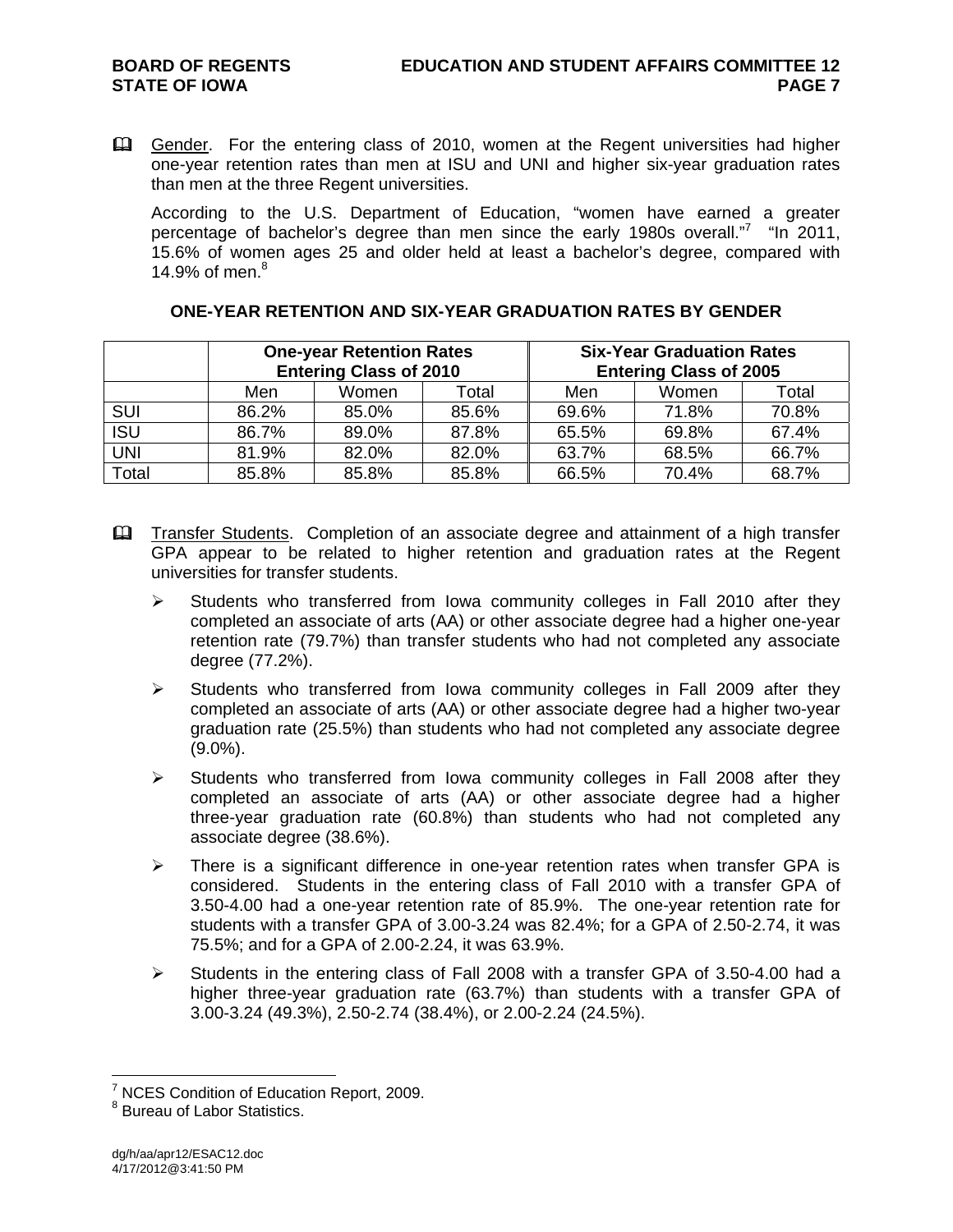📖 Gender. For the entering class of 2010, women at the Regent universities had higher one-year retention rates than men at ISU and UNI and higher six-year graduation rates than men at the three Regent universities.

According to the U.S. Department of Education, "women have earned a greater percentage of bachelor's degree than men since the early 1980s overall."[7] "In 2011, 15.6% of women ages 25 and older held at least a bachelor's degree, compared with 14.9% of men.[8]

**ONE-YEAR RETENTION AND SIX-YEAR GRADUATION RATES BY GENDER**

| | One-year Retention Rates Entering Class of 2010 | | | Six-Year Graduation Rates Entering Class of 2005 | | |
|---|---|---|---|---|---|---|
| | Men | Women | Total | Men | Women | Total |
| SUI | 86.2% | 85.0% | 85.6% | 69.6% | 71.8% | 70.8% |
| ISU | 86.7% | 89.0% | 87.8% | 65.5% | 69.8% | 67.4% |
| UNI | 81.9% | 82.0% | 82.0% | 63.7% | 68.5% | 66.7% |
| Total | 85.8% | 85.8% | 85.8% | 66.5% | 70.4% | 68.7% |

📖 Transfer Students. Completion of an associate degree and attainment of a high transfer GPA appear to be related to higher retention and graduation rates at the Regent universities for transfer students.

- Students who transferred from Iowa community colleges in Fall 2010 after they completed an associate of arts (AA) or other associate degree had a higher one-year retention rate (79.7%) than transfer students who had not completed any associate degree (77.2%).
- Students who transferred from Iowa community colleges in Fall 2009 after they completed an associate of arts (AA) or other associate degree had a higher two-year graduation rate (25.5%) than students who had not completed any associate degree (9.0%).
- Students who transferred from Iowa community colleges in Fall 2008 after they completed an associate of arts (AA) or other associate degree had a higher three-year graduation rate (60.8%) than students who had not completed any associate degree (38.6%).
- There is a significant difference in one-year retention rates when transfer GPA is considered. Students in the entering class of Fall 2010 with a transfer GPA of 3.50-4.00 had a one-year retention rate of 85.9%. The one-year retention rate for students with a transfer GPA of 3.00-3.24 was 82.4%; for a GPA of 2.50-2.74, it was 75.5%; and for a GPA of 2.00-2.24, it was 63.9%.
- Students in the entering class of Fall 2008 with a transfer GPA of 3.50-4.00 had a higher three-year graduation rate (63.7%) than students with a transfer GPA of 3.00-3.24 (49.3%), 2.50-2.74 (38.4%), or 2.00-2.24 (24.5%).

---

[7] NCES Condition of Education Report, 2009.

[8] Bureau of Labor Statistics.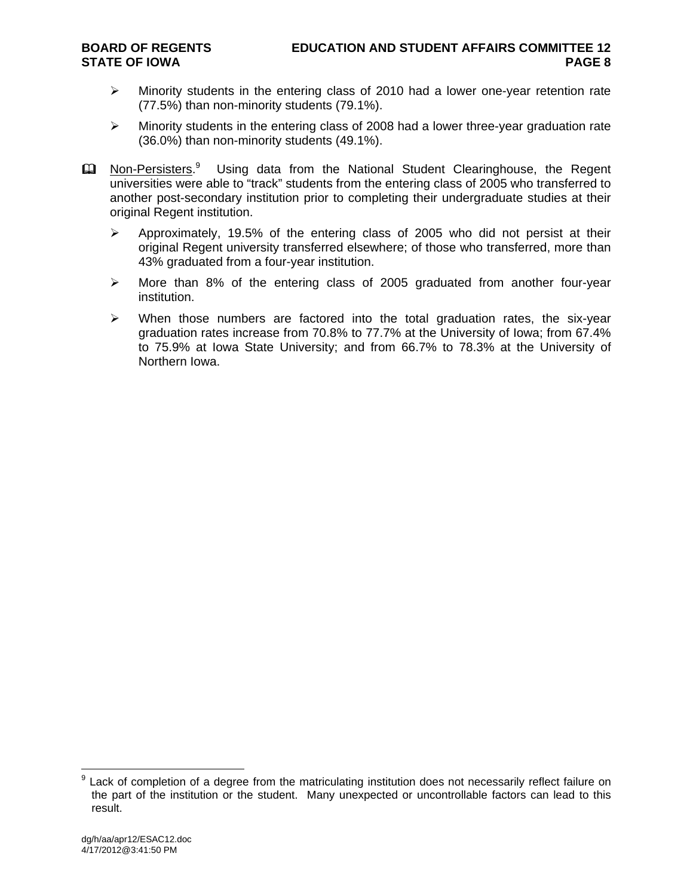- Minority students in the entering class of 2010 had a lower one-year retention rate (77.5%) than non-minority students (79.1%).
- Minority students in the entering class of 2008 had a lower three-year graduation rate (36.0%) than non-minority students (49.1%).

Non-Persisters.[9] Using data from the National Student Clearinghouse, the Regent universities were able to "track" students from the entering class of 2005 who transferred to another post-secondary institution prior to completing their undergraduate studies at their original Regent institution.

- Approximately, 19.5% of the entering class of 2005 who did not persist at their original Regent university transferred elsewhere; of those who transferred, more than 43% graduated from a four-year institution.
- More than 8% of the entering class of 2005 graduated from another four-year institution.
- When those numbers are factored into the total graduation rates, the six-year graduation rates increase from 70.8% to 77.7% at the University of Iowa; from 67.4% to 75.9% at Iowa State University; and from 66.7% to 78.3% at the University of Northern Iowa.

---

[9] Lack of completion of a degree from the matriculating institution does not necessarily reflect failure on the part of the institution or the student. Many unexpected or uncontrollable factors can lead to this result.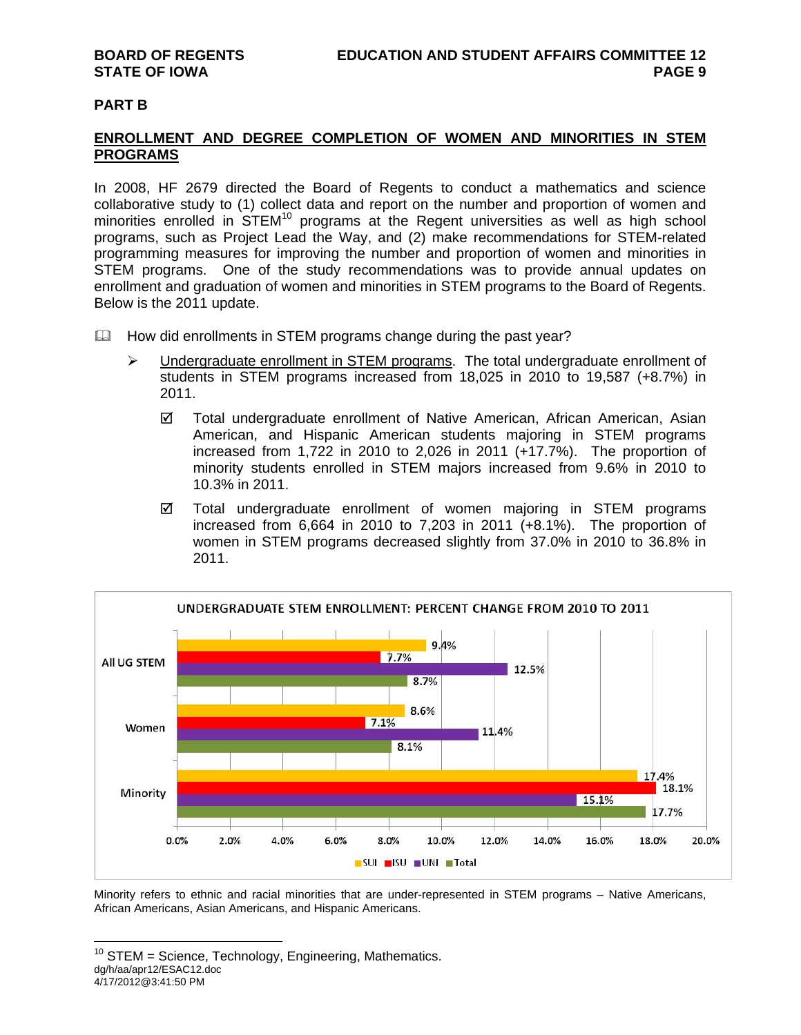## PART B

## ENROLLMENT AND DEGREE COMPLETION OF WOMEN AND MINORITIES IN STEM PROGRAMS

In 2008, HF 2679 directed the Board of Regents to conduct a mathematics and science collaborative study to (1) collect data and report on the number and proportion of women and minorities enrolled in STEM[10] programs at the Regent universities as well as high school programs, such as Project Lead the Way, and (2) make recommendations for STEM-related programming measures for improving the number and proportion of women and minorities in STEM programs. One of the study recommendations was to provide annual updates on enrollment and graduation of women and minorities in STEM programs to the Board of Regents. Below is the 2011 update.

- How did enrollments in STEM programs change during the past year?
  - Undergraduate enrollment in STEM programs. The total undergraduate enrollment of students in STEM programs increased from 18,025 in 2010 to 19,587 (+8.7%) in 2011.
    - ☑ Total undergraduate enrollment of Native American, African American, Asian American, and Hispanic American students majoring in STEM programs increased from 1,722 in 2010 to 2,026 in 2011 (+17.7%). The proportion of minority students enrolled in STEM majors increased from 9.6% in 2010 to 10.3% in 2011.
    - ☑ Total undergraduate enrollment of women majoring in STEM programs increased from 6,664 in 2010 to 7,203 in 2011 (+8.1%). The proportion of women in STEM programs decreased slightly from 37.0% in 2010 to 36.8% in 2011.

**UNDERGRADUATE STEM ENROLLMENT: PERCENT CHANGE FROM 2010 TO 2011**

| | SUI | ISU | UNI | Total |
|---|---|---|---|---|
| All UG STEM | 9.4% | 7.7% | 12.5% | 8.7% |
| Women | 8.6% | 7.1% | 11.4% | 8.1% |
| Minority | 17.4% | 18.1% | 15.1% | 17.7% |

Minority refers to ethnic and racial minorities that are under-represented in STEM programs – Native Americans, African Americans, Asian Americans, and Hispanic Americans.

[10] STEM = Science, Technology, Engineering, Mathematics.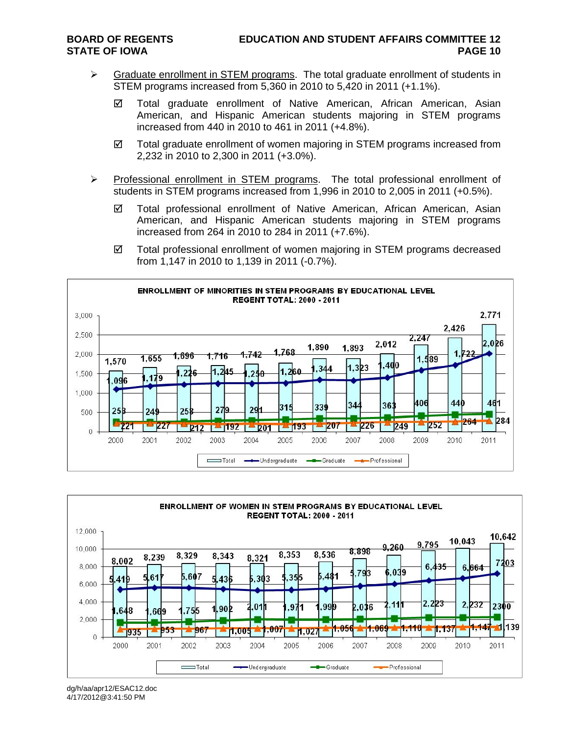- Graduate enrollment in STEM programs. The total graduate enrollment of students in STEM programs increased from 5,360 in 2010 to 5,420 in 2011 (+1.1%).

  - ☑ Total graduate enrollment of Native American, African American, Asian American, and Hispanic American students majoring in STEM programs increased from 440 in 2010 to 461 in 2011 (+4.8%).

  - ☑ Total graduate enrollment of women majoring in STEM programs increased from 2,232 in 2010 to 2,300 in 2011 (+3.0%).

- Professional enrollment in STEM programs. The total professional enrollment of students in STEM programs increased from 1,996 in 2010 to 2,005 in 2011 (+0.5%).

  - ☑ Total professional enrollment of Native American, African American, Asian American, and Hispanic American students majoring in STEM programs increased from 264 in 2010 to 284 in 2011 (+7.6%).

  - ☑ Total professional enrollment of women majoring in STEM programs decreased from 1,147 in 2010 to 1,139 in 2011 (-0.7%).

**ENROLLMENT OF MINORITIES IN STEM PROGRAMS BY EDUCATIONAL LEVEL**
**REGENT TOTAL: 2000 - 2011**

| Year | Total | Undergraduate | Graduate | Professional |
|---|---|---|---|---|
| 2000 | 1,570 | 1,096 | 253 | 221 |
| 2001 | 1,655 | 1,179 | 249 | 227 |
| 2002 | 1,696 | 1,226 | 258 | 212 |
| 2003 | 1,716 | 1,245 | 279 | 192 |
| 2004 | 1,742 | 1,250 | 291 | 201 |
| 2005 | 1,768 | 1,260 | 315 | 193 |
| 2006 | 1,890 | 1,344 | 339 | 207 |
| 2007 | 1,893 | 1,323 | 344 | 226 |
| 2008 | 2,012 | 1,400 | 363 | 249 |
| 2009 | 2,247 | 1,589 | 406 | 252 |
| 2010 | 2,426 | 1,722 | 440 | 264 |
| 2011 | 2,771 | 2,026 | 461 | 284 |

**ENROLLMENT OF WOMEN IN STEM PROGRAMS BY EDUCATIONAL LEVEL**
**REGENT TOTAL: 2000 - 2011**

| Year | Total | Undergraduate | Graduate | Professional |
|---|---|---|---|---|
| 2000 | 8,002 | 5,419 | 1,648 | 935 |
| 2001 | 8,239 | 5,617 | 1,669 | 953 |
| 2002 | 8,329 | 5,607 | 1,755 | 967 |
| 2003 | 8,343 | 5,436 | 1,902 | 1,005 |
| 2004 | 8,321 | 5,303 | 2,011 | 1,007 |
| 2005 | 8,353 | 5,355 | 1,971 | 1,027 |
| 2006 | 8,536 | 5,481 | 1,999 | 1,056 |
| 2007 | 8,898 | 5,793 | 2,036 | 1,069 |
| 2008 | 9,260 | 6,039 | 2,111 | 1,110 |
| 2009 | 9,795 | 6,435 | 2,223 | 1,137 |
| 2010 | 10,043 | 6,664 | 2,232 | 1,147 |
| 2011 | 10,642 | 7203 | 2300 | 1,139 |

dg/h/aa/apr12/ESAC12.doc
4/17/2012@3:41:50 PM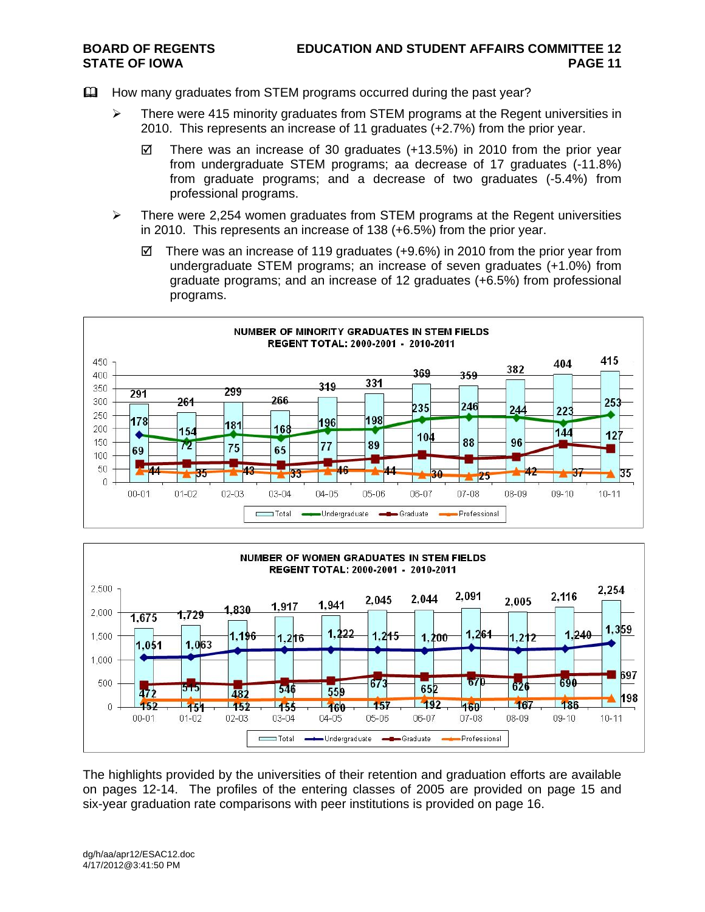- How many graduates from STEM programs occurred during the past year?
  - There were 415 minority graduates from STEM programs at the Regent universities in 2010. This represents an increase of 11 graduates (+2.7%) from the prior year.
    - ☑ There was an increase of 30 graduates (+13.5%) in 2010 from the prior year from undergraduate STEM programs; aa decrease of 17 graduates (-11.8%) from graduate programs; and a decrease of two graduates (-5.4%) from professional programs.
  - There were 2,254 women graduates from STEM programs at the Regent universities in 2010. This represents an increase of 138 (+6.5%) from the prior year.
    - ☑ There was an increase of 119 graduates (+9.6%) in 2010 from the prior year from undergraduate STEM programs; an increase of seven graduates (+1.0%) from graduate programs; and an increase of 12 graduates (+6.5%) from professional programs.

**NUMBER OF MINORITY GRADUATES IN STEM FIELDS**
**REGENT TOTAL: 2000-2001 - 2010-2011**

| | 00-01 | 01-02 | 02-03 | 03-04 | 04-05 | 05-06 | 06-07 | 07-08 | 08-09 | 09-10 | 10-11 |
|---|---|---|---|---|---|---|---|---|---|---|---|
| Total | 291 | 261 | 299 | 266 | 319 | 331 | 369 | 359 | 382 | 404 | 415 |
| Undergraduate | 178 | 154 | 181 | 168 | 196 | 198 | 235 | 246 | 244 | 223 | 253 |
| Graduate | 69 | 72 | 75 | 65 | 77 | 89 | 104 | 88 | 96 | 144 | 127 |
| Professional | 44 | 35 | 43 | 33 | 46 | 44 | 30 | 25 | 42 | 37 | 35 |

**NUMBER OF WOMEN GRADUATES IN STEM FIELDS**
**REGENT TOTAL: 2000-2001 - 2010-2011**

| | 00-01 | 01-02 | 02-03 | 03-04 | 04-05 | 05-06 | 06-07 | 07-08 | 08-09 | 09-10 | 10-11 |
|---|---|---|---|---|---|---|---|---|---|---|---|
| Total | 1,675 | 1,729 | 1,830 | 1,917 | 1,941 | 2,045 | 2,044 | 2,091 | 2,005 | 2,116 | 2,254 |
| Undergraduate | 1,051 | 1,063 | 1,196 | 1,216 | 1,222 | 1,215 | 1,200 | 1,261 | 1,212 | 1,240 | 1,359 |
| Graduate | 472 | 515 | 482 | 546 | 559 | 673 | 652 | 670 | 626 | 690 | 697 |
| Professional | 152 | 151 | 152 | 155 | 160 | 157 | 192 | 160 | 167 | 186 | 198 |

The highlights provided by the universities of their retention and graduation efforts are available on pages 12-14. The profiles of the entering classes of 2005 are provided on page 15 and six-year graduation rate comparisons with peer institutions is provided on page 16.

dg/h/aa/apr12/ESAC12.doc
4/17/2012@3:41:50 PM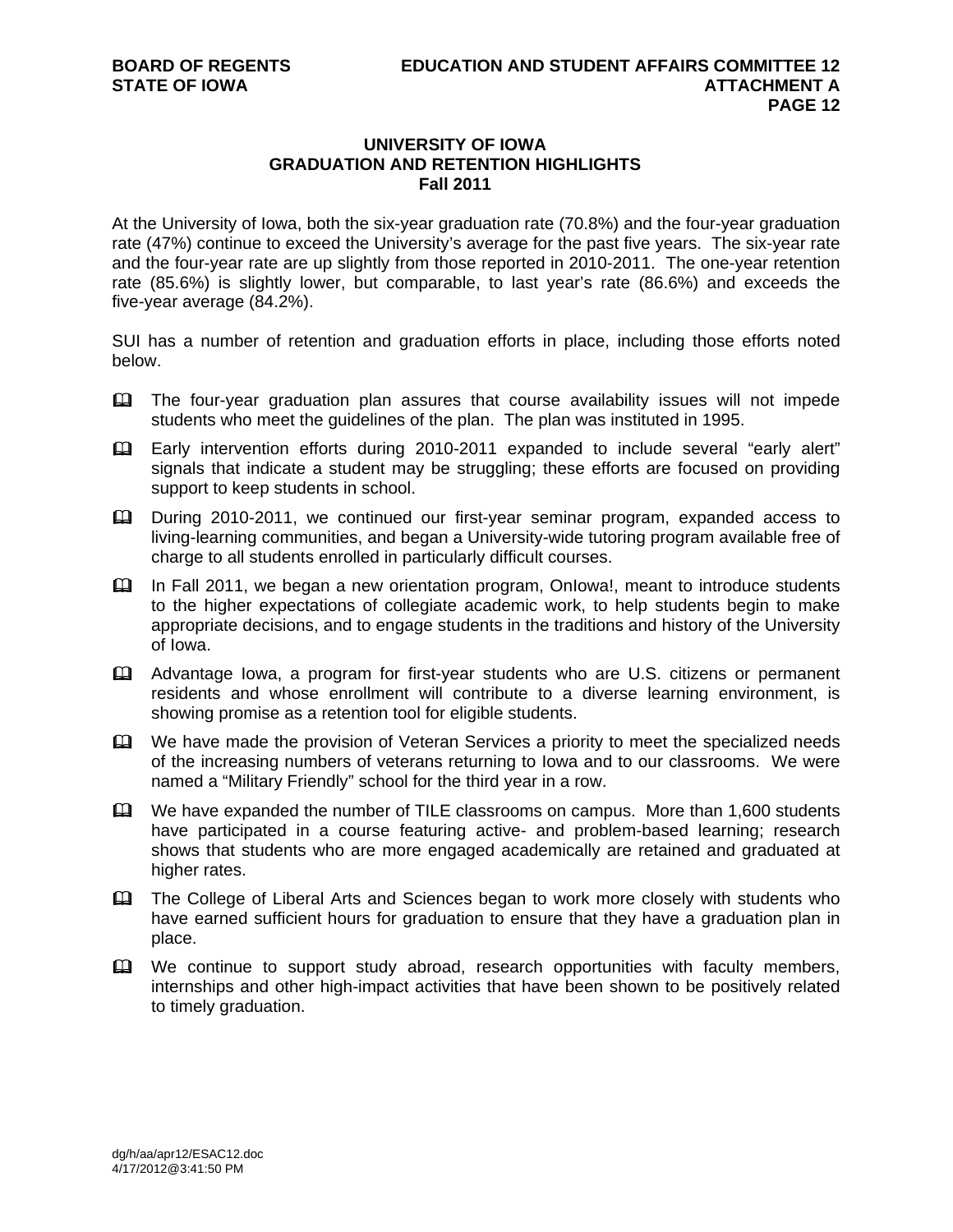## UNIVERSITY OF IOWA
## GRADUATION AND RETENTION HIGHLIGHTS
## Fall 2011

At the University of Iowa, both the six-year graduation rate (70.8%) and the four-year graduation rate (47%) continue to exceed the University's average for the past five years. The six-year rate and the four-year rate are up slightly from those reported in 2010-2011. The one-year retention rate (85.6%) is slightly lower, but comparable, to last year's rate (86.6%) and exceeds the five-year average (84.2%).

SUI has a number of retention and graduation efforts in place, including those efforts noted below.

- The four-year graduation plan assures that course availability issues will not impede students who meet the guidelines of the plan. The plan was instituted in 1995.
- Early intervention efforts during 2010-2011 expanded to include several "early alert" signals that indicate a student may be struggling; these efforts are focused on providing support to keep students in school.
- During 2010-2011, we continued our first-year seminar program, expanded access to living-learning communities, and began a University-wide tutoring program available free of charge to all students enrolled in particularly difficult courses.
- In Fall 2011, we began a new orientation program, OnIowa!, meant to introduce students to the higher expectations of collegiate academic work, to help students begin to make appropriate decisions, and to engage students in the traditions and history of the University of Iowa.
- Advantage Iowa, a program for first-year students who are U.S. citizens or permanent residents and whose enrollment will contribute to a diverse learning environment, is showing promise as a retention tool for eligible students.
- We have made the provision of Veteran Services a priority to meet the specialized needs of the increasing numbers of veterans returning to Iowa and to our classrooms. We were named a "Military Friendly" school for the third year in a row.
- We have expanded the number of TILE classrooms on campus. More than 1,600 students have participated in a course featuring active- and problem-based learning; research shows that students who are more engaged academically are retained and graduated at higher rates.
- The College of Liberal Arts and Sciences began to work more closely with students who have earned sufficient hours for graduation to ensure that they have a graduation plan in place.
- We continue to support study abroad, research opportunities with faculty members, internships and other high-impact activities that have been shown to be positively related to timely graduation.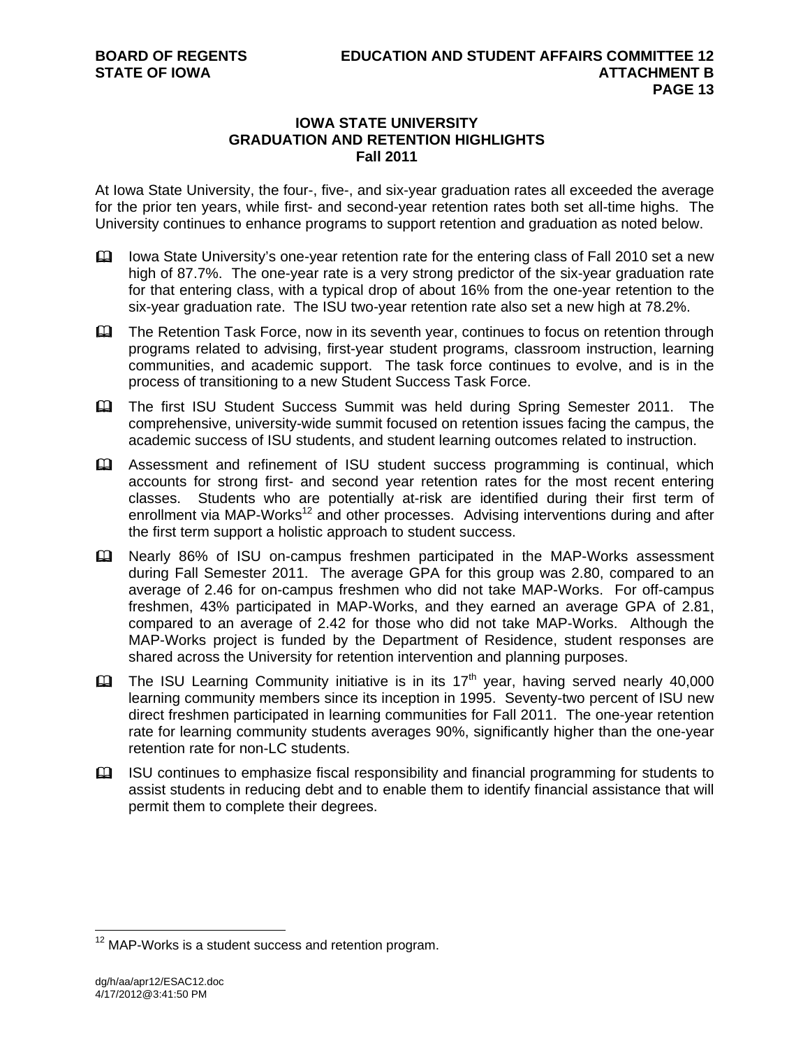## IOWA STATE UNIVERSITY
## GRADUATION AND RETENTION HIGHLIGHTS
## Fall 2011

At Iowa State University, the four-, five-, and six-year graduation rates all exceeded the average for the prior ten years, while first- and second-year retention rates both set all-time highs. The University continues to enhance programs to support retention and graduation as noted below.

- Iowa State University's one-year retention rate for the entering class of Fall 2010 set a new high of 87.7%. The one-year rate is a very strong predictor of the six-year graduation rate for that entering class, with a typical drop of about 16% from the one-year retention to the six-year graduation rate. The ISU two-year retention rate also set a new high at 78.2%.
- The Retention Task Force, now in its seventh year, continues to focus on retention through programs related to advising, first-year student programs, classroom instruction, learning communities, and academic support. The task force continues to evolve, and is in the process of transitioning to a new Student Success Task Force.
- The first ISU Student Success Summit was held during Spring Semester 2011. The comprehensive, university-wide summit focused on retention issues facing the campus, the academic success of ISU students, and student learning outcomes related to instruction.
- Assessment and refinement of ISU student success programming is continual, which accounts for strong first- and second year retention rates for the most recent entering classes. Students who are potentially at-risk are identified during their first term of enrollment via MAP-Works[12] and other processes. Advising interventions during and after the first term support a holistic approach to student success.
- Nearly 86% of ISU on-campus freshmen participated in the MAP-Works assessment during Fall Semester 2011. The average GPA for this group was 2.80, compared to an average of 2.46 for on-campus freshmen who did not take MAP-Works. For off-campus freshmen, 43% participated in MAP-Works, and they earned an average GPA of 2.81, compared to an average of 2.42 for those who did not take MAP-Works. Although the MAP-Works project is funded by the Department of Residence, student responses are shared across the University for retention intervention and planning purposes.
- The ISU Learning Community initiative is in its 17th year, having served nearly 40,000 learning community members since its inception in 1995. Seventy-two percent of ISU new direct freshmen participated in learning communities for Fall 2011. The one-year retention rate for learning community students averages 90%, significantly higher than the one-year retention rate for non-LC students.
- ISU continues to emphasize fiscal responsibility and financial programming for students to assist students in reducing debt and to enable them to identify financial assistance that will permit them to complete their degrees.

---

[12] MAP-Works is a student success and retention program.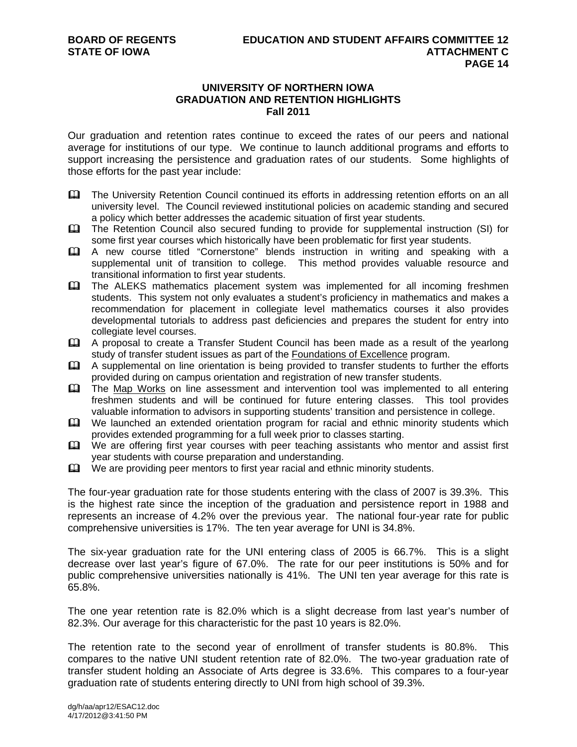## UNIVERSITY OF NORTHERN IOWA
## GRADUATION AND RETENTION HIGHLIGHTS
## Fall 2011

Our graduation and retention rates continue to exceed the rates of our peers and national average for institutions of our type. We continue to launch additional programs and efforts to support increasing the persistence and graduation rates of our students. Some highlights of those efforts for the past year include:

- The University Retention Council continued its efforts in addressing retention efforts on an all university level. The Council reviewed institutional policies on academic standing and secured a policy which better addresses the academic situation of first year students.
- The Retention Council also secured funding to provide for supplemental instruction (SI) for some first year courses which historically have been problematic for first year students.
- A new course titled "Cornerstone" blends instruction in writing and speaking with a supplemental unit of transition to college. This method provides valuable resource and transitional information to first year students.
- The ALEKS mathematics placement system was implemented for all incoming freshmen students. This system not only evaluates a student's proficiency in mathematics and makes a recommendation for placement in collegiate level mathematics courses it also provides developmental tutorials to address past deficiencies and prepares the student for entry into collegiate level courses.
- A proposal to create a Transfer Student Council has been made as a result of the yearlong study of transfer student issues as part of the Foundations of Excellence program.
- A supplemental on line orientation is being provided to transfer students to further the efforts provided during on campus orientation and registration of new transfer students.
- The Map Works on line assessment and intervention tool was implemented to all entering freshmen students and will be continued for future entering classes. This tool provides valuable information to advisors in supporting students' transition and persistence in college.
- We launched an extended orientation program for racial and ethnic minority students which provides extended programming for a full week prior to classes starting.
- We are offering first year courses with peer teaching assistants who mentor and assist first year students with course preparation and understanding.
- We are providing peer mentors to first year racial and ethnic minority students.

The four-year graduation rate for those students entering with the class of 2007 is 39.3%. This is the highest rate since the inception of the graduation and persistence report in 1988 and represents an increase of 4.2% over the previous year. The national four-year rate for public comprehensive universities is 17%. The ten year average for UNI is 34.8%.

The six-year graduation rate for the UNI entering class of 2005 is 66.7%. This is a slight decrease over last year's figure of 67.0%. The rate for our peer institutions is 50% and for public comprehensive universities nationally is 41%. The UNI ten year average for this rate is 65.8%.

The one year retention rate is 82.0% which is a slight decrease from last year's number of 82.3%. Our average for this characteristic for the past 10 years is 82.0%.

The retention rate to the second year of enrollment of transfer students is 80.8%. This compares to the native UNI student retention rate of 82.0%. The two-year graduation rate of transfer student holding an Associate of Arts degree is 33.6%. This compares to a four-year graduation rate of students entering directly to UNI from high school of 39.3%.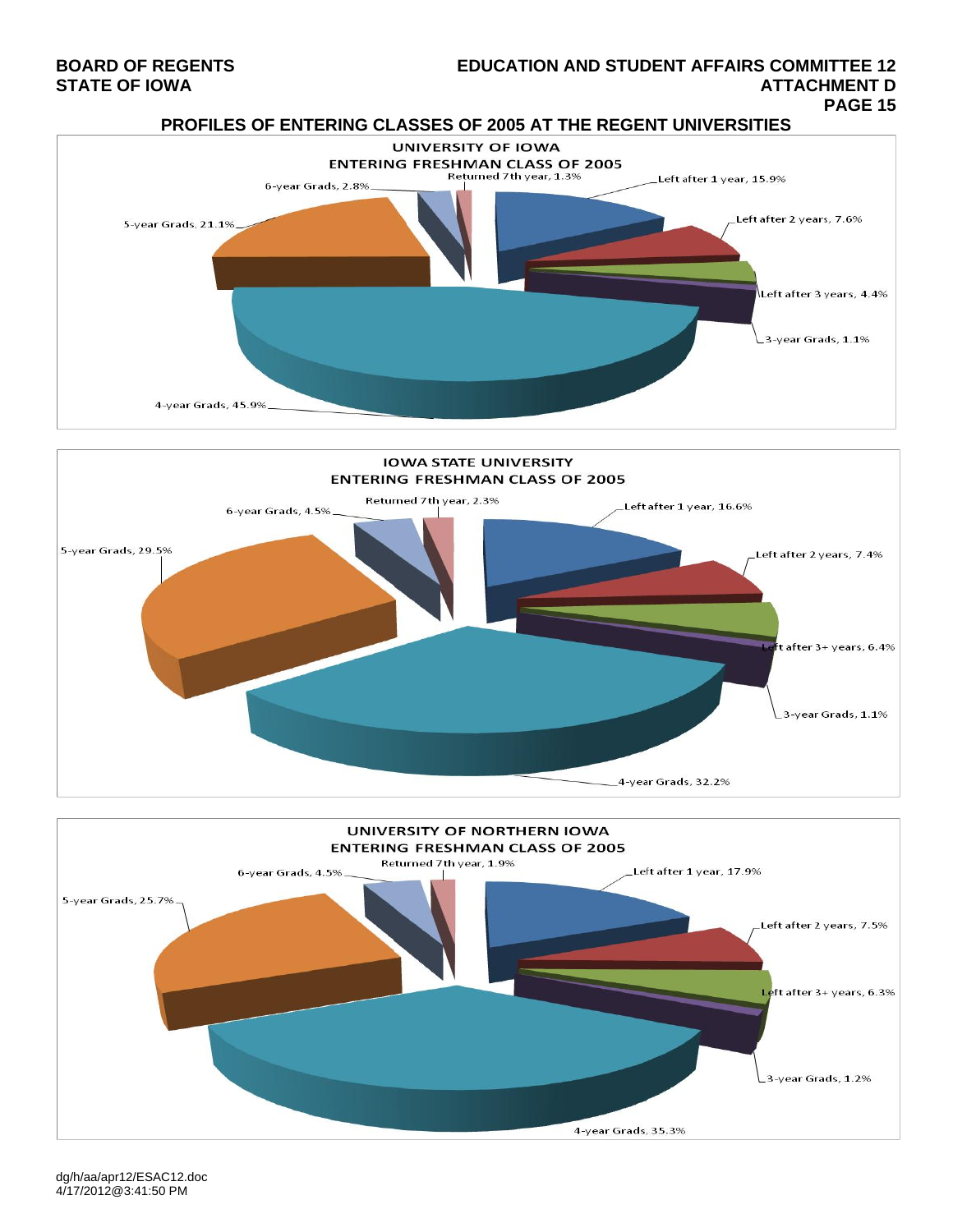## PROFILES OF ENTERING CLASSES OF 2005 AT THE REGENT UNIVERSITIES

### UNIVERSITY OF IOWA
### ENTERING FRESHMAN CLASS OF 2005

- Left after 1 year, 15.9%
- Left after 2 years, 7.6%
- Left after 3 years, 4.4%
- 3-year Grads, 1.1%
- 4-year Grads, 45.9%
- 5-year Grads, 21.1%
- 6-year Grads, 2.8%
- Returned 7th year, 1.3%

### IOWA STATE UNIVERSITY
### ENTERING FRESHMAN CLASS OF 2005

- Left after 1 year, 16.6%
- Left after 2 years, 7.4%
- Left after 3+ years, 6.4%
- 3-year Grads, 1.1%
- 4-year Grads, 32.2%
- 5-year Grads, 29.5%
- 6-year Grads, 4.5%
- Returned 7th year, 2.3%

### UNIVERSITY OF NORTHERN IOWA
### ENTERING FRESHMAN CLASS OF 2005

- Left after 1 year, 17.9%
- Left after 2 years, 7.5%
- Left after 3+ years, 6.3%
- 3-year Grads, 1.2%
- 4-year Grads, 35.3%
- 5-year Grads, 25.7%
- 6-year Grads, 4.5%
- Returned 7th year, 1.9%

dg/h/aa/apr12/ESAC12.doc
4/17/2012@3:41:50 PM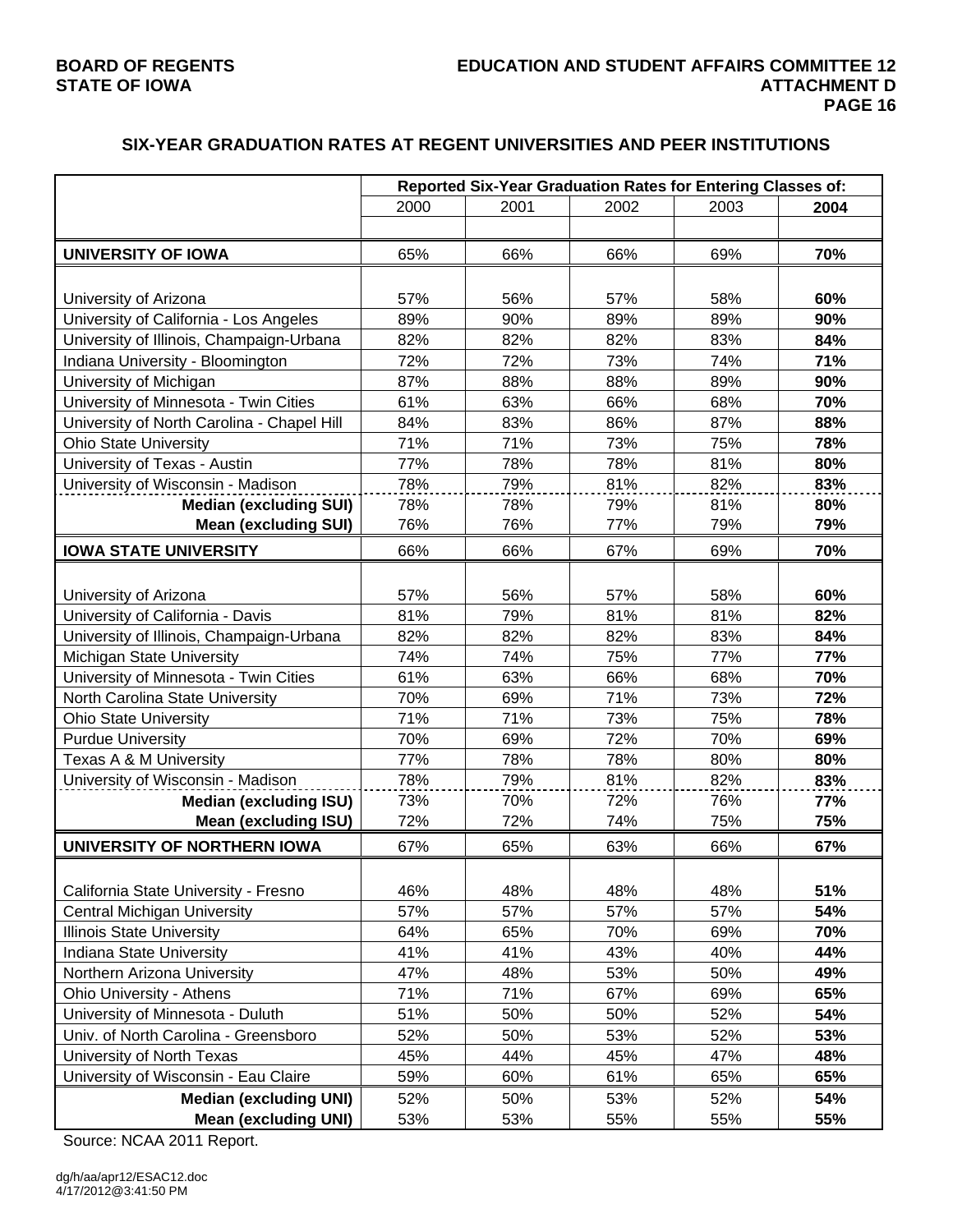BOARD OF REGENTS
STATE OF IOWA

EDUCATION AND STUDENT AFFAIRS COMMITTEE 12
ATTACHMENT D

## SIX-YEAR GRADUATION RATES AT REGENT UNIVERSITIES AND PEER INSTITUTIONS

| | Reported Six-Year Graduation Rates for Entering Classes of: | | | | |
|---|---|---|---|---|---|
| | 2000 | 2001 | 2002 | 2003 | **2004** |
| **UNIVERSITY OF IOWA** | 65% | 66% | 66% | 69% | **70%** |
| University of Arizona | 57% | 56% | 57% | 58% | **60%** |
| University of California - Los Angeles | 89% | 90% | 89% | 89% | **90%** |
| University of Illinois, Champaign-Urbana | 82% | 82% | 82% | 83% | **84%** |
| Indiana University - Bloomington | 72% | 72% | 73% | 74% | **71%** |
| University of Michigan | 87% | 88% | 88% | 89% | **90%** |
| University of Minnesota - Twin Cities | 61% | 63% | 66% | 68% | **70%** |
| University of North Carolina - Chapel Hill | 84% | 83% | 86% | 87% | **88%** |
| Ohio State University | 71% | 71% | 73% | 75% | **78%** |
| University of Texas - Austin | 77% | 78% | 78% | 81% | **80%** |
| University of Wisconsin - Madison | 78% | 79% | 81% | 82% | **83%** |
| **Median (excluding SUI)** | 78% | 78% | 79% | 81% | **80%** |
| **Mean (excluding SUI)** | 76% | 76% | 77% | 79% | **79%** |
| **IOWA STATE UNIVERSITY** | 66% | 66% | 67% | 69% | **70%** |
| University of Arizona | 57% | 56% | 57% | 58% | **60%** |
| University of California - Davis | 81% | 79% | 81% | 81% | **82%** |
| University of Illinois, Champaign-Urbana | 82% | 82% | 82% | 83% | **84%** |
| Michigan State University | 74% | 74% | 75% | 77% | **77%** |
| University of Minnesota - Twin Cities | 61% | 63% | 66% | 68% | **70%** |
| North Carolina State University | 70% | 69% | 71% | 73% | **72%** |
| Ohio State University | 71% | 71% | 73% | 75% | **78%** |
| Purdue University | 70% | 69% | 72% | 70% | **69%** |
| Texas A & M University | 77% | 78% | 78% | 80% | **80%** |
| University of Wisconsin - Madison | 78% | 79% | 81% | 82% | **83%** |
| **Median (excluding ISU)** | 73% | 70% | 72% | 76% | **77%** |
| **Mean (excluding ISU)** | 72% | 72% | 74% | 75% | **75%** |
| **UNIVERSITY OF NORTHERN IOWA** | 67% | 65% | 63% | 66% | **67%** |
| California State University - Fresno | 46% | 48% | 48% | 48% | **51%** |
| Central Michigan University | 57% | 57% | 57% | 57% | **54%** |
| Illinois State University | 64% | 65% | 70% | 69% | **70%** |
| Indiana State University | 41% | 41% | 43% | 40% | **44%** |
| Northern Arizona University | 47% | 48% | 53% | 50% | **49%** |
| Ohio University - Athens | 71% | 71% | 67% | 69% | **65%** |
| University of Minnesota - Duluth | 51% | 50% | 50% | 52% | **54%** |
| Univ. of North Carolina - Greensboro | 52% | 50% | 53% | 52% | **53%** |
| University of North Texas | 45% | 44% | 45% | 47% | **48%** |
| University of Wisconsin - Eau Claire | 59% | 60% | 61% | 65% | **65%** |
| **Median (excluding UNI)** | 52% | 50% | 53% | 52% | **54%** |
| **Mean (excluding UNI)** | 53% | 53% | 55% | 55% | **55%** |

Source: NCAA 2011 Report.

dg/h/aa/apr12/ESAC12.doc
4/17/2012@3:41:50 PM